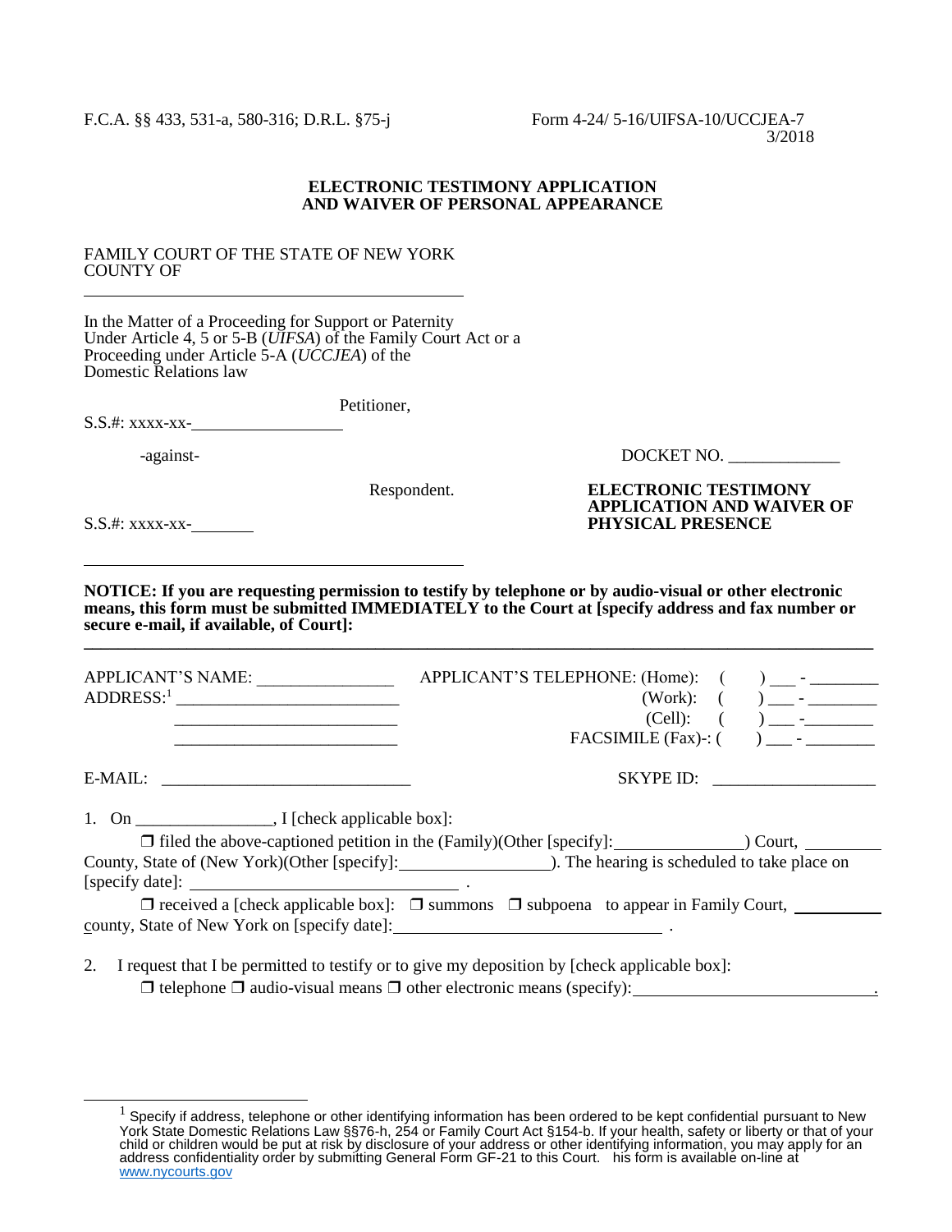F.C.A. §§ 433, 531-a, 580-316; D.R.L. §75-j

Form 4-24/ 5-16/UIFSA-10/UCCJEA-7
3/2018

**ELECTRONIC TESTIMONY APPLICATION
AND WAIVER OF PERSONAL APPEARANCE**

FAMILY COURT OF THE STATE OF NEW YORK
COUNTY OF
_______________________________________

In the Matter of a Proceeding for Support or Paternity Under Article 4, 5 or 5-B (*UIFSA*) of the Family Court Act or a Proceeding under Article 5-A (*UCCJEA*) of the Domestic Relations law

Petitioner,
S.S.#: xxxx-xx-________________

-against-

DOCKET NO. _____________

Respondent.
S.S.#: xxxx-xx-________

**ELECTRONIC TESTIMONY APPLICATION AND WAIVER OF PHYSICAL PRESENCE**

_______________________________________

**NOTICE: If you are requesting permission to testify by telephone or by audio-visual or other electronic means, this form must be submitted IMMEDIATELY to the Court at [specify address and fax number or secure e-mail, if available, of Court]:**

_______________________________________________________________________________

APPLICANT'S NAME: _______________
ADDRESS:[1] _________________________
_________________________
_________________________

APPLICANT'S TELEPHONE: (Home): ( ) ___ - ________
(Work): ( ) ___ - ________
(Cell): ( ) ___ - ________
FACSIMILE (Fax)-: ( ) ___ - ________

E-MAIL: _____________________________

SKYPE ID: ___________________

1. On ________________, I [check applicable box]:

❒ filed the above-captioned petition in the (Family)(Other [specify]:_______________) Court, _________ County, State of (New York)(Other [specify]:_________________). The hearing is scheduled to take place on [specify date]: ______________________________ .

❒ received a [check applicable box]: ❒ summons ❒ subpoena to appear in Family Court, __________ county, State of New York on [specify date]:______________________________ .

2. I request that I be permitted to testify or to give my deposition by [check applicable box]:

❒ telephone ❒ audio-visual means ❒ other electronic means (specify):____________________________.

---

[1] Specify if address, telephone or other identifying information has been ordered to be kept confidential pursuant to New York State Domestic Relations Law §§76-h, 254 or Family Court Act §154-b. If your health, safety or liberty or that of your child or children would be put at risk by disclosure of your address or other identifying information, you may apply for an address confidentiality order by submitting General Form GF-21 to this Court. his form is available on-line at www.nycourts.gov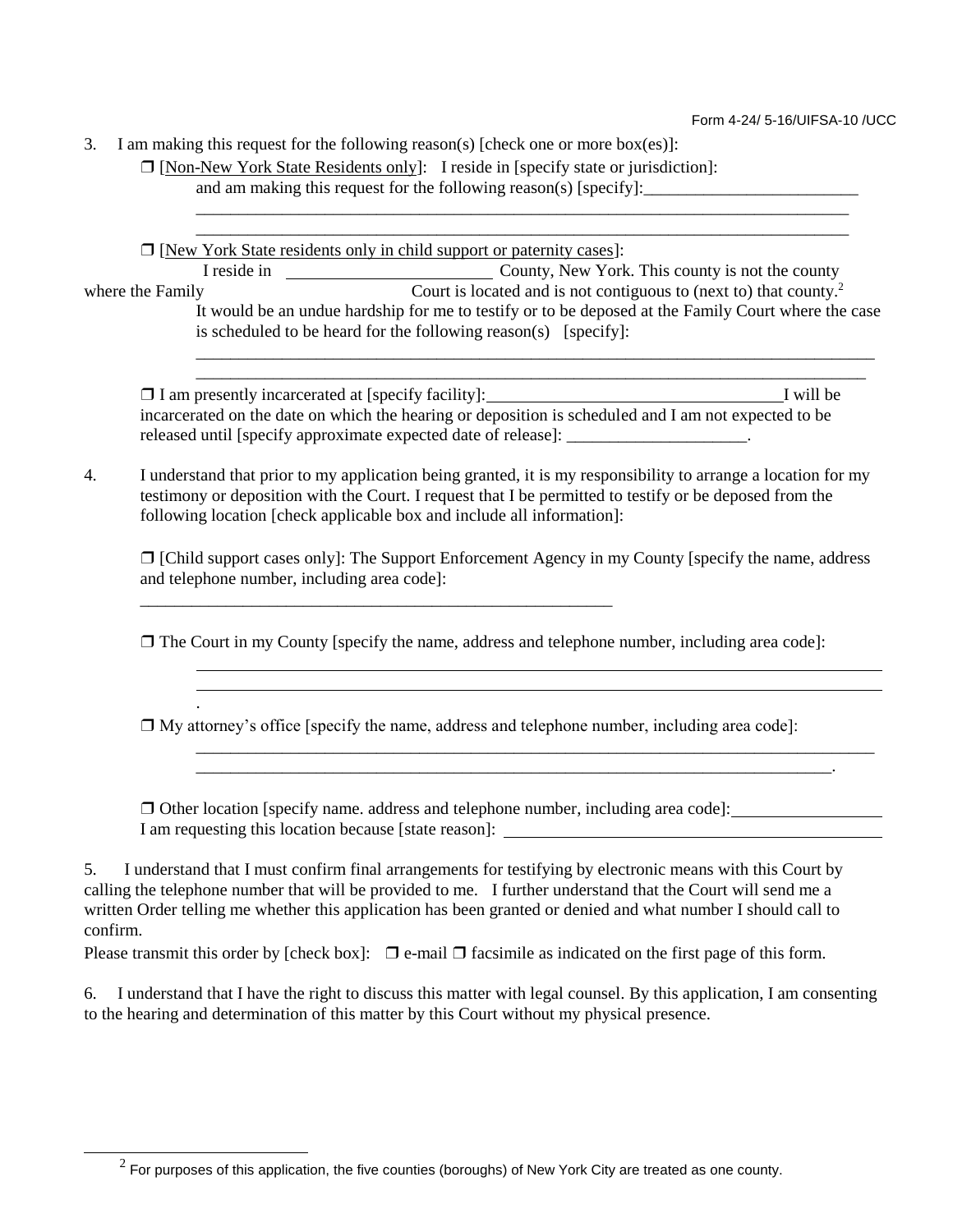Form 4-24/ 5-16/UIFSA-10 /UCC

3. I am making this request for the following reason(s) [check one or more box(es)]:

❒ [Non-New York State Residents only]: I reside in [specify state or jurisdiction]: and am making this request for the following reason(s) [specify]:\_\_\_\_\_\_\_\_\_\_\_\_\_\_\_\_\_\_\_\_\_\_\_\_\_
\_\_\_\_\_\_\_\_\_\_\_\_\_\_\_\_\_\_\_\_\_\_\_\_\_\_\_\_\_\_\_\_\_\_\_\_\_\_\_\_\_\_\_\_\_\_\_\_\_\_\_\_\_\_\_\_\_\_\_\_\_\_\_\_\_\_\_\_\_\_\_\_\_\_\_\_\_\_
\_\_\_\_\_\_\_\_\_\_\_\_\_\_\_\_\_\_\_\_\_\_\_\_\_\_\_\_\_\_\_\_\_\_\_\_\_\_\_\_\_\_\_\_\_\_\_\_\_\_\_\_\_\_\_\_\_\_\_\_\_\_\_\_\_\_\_\_\_\_\_\_\_\_\_\_\_\_

❒ [New York State residents only in child support or paternity cases]: I reside in \_\_\_\_\_\_\_\_\_\_\_\_\_\_\_\_\_\_\_\_\_\_\_\_\_ County, New York. This county is not the county where the Family \_\_\_\_\_\_\_\_\_\_\_\_\_\_\_\_\_\_\_\_\_\_\_\_\_ Court is located and is not contiguous to (next to) that county.[2] It would be an undue hardship for me to testify or to be deposed at the Family Court where the case is scheduled to be heard for the following reason(s) [specify]:
\_\_\_\_\_\_\_\_\_\_\_\_\_\_\_\_\_\_\_\_\_\_\_\_\_\_\_\_\_\_\_\_\_\_\_\_\_\_\_\_\_\_\_\_\_\_\_\_\_\_\_\_\_\_\_\_\_\_\_\_\_\_\_\_\_\_\_\_\_\_\_\_\_\_\_\_\_\_
\_\_\_\_\_\_\_\_\_\_\_\_\_\_\_\_\_\_\_\_\_\_\_\_\_\_\_\_\_\_\_\_\_\_\_\_\_\_\_\_\_\_\_\_\_\_\_\_\_\_\_\_\_\_\_\_\_\_\_\_\_\_\_\_\_\_\_\_\_\_\_\_\_\_\_\_\_\_

❒ I am presently incarcerated at [specify facility]:\_\_\_\_\_\_\_\_\_\_\_\_\_\_\_\_\_\_\_\_\_\_\_\_\_\_\_\_\_\_\_\_\_\_\_I will be incarcerated on the date on which the hearing or deposition is scheduled and I am not expected to be released until [specify approximate expected date of release]: \_\_\_\_\_\_\_\_\_\_\_\_\_\_\_\_\_\_\_\_\_.

4. I understand that prior to my application being granted, it is my responsibility to arrange a location for my testimony or deposition with the Court. I request that I be permitted to testify or be deposed from the following location [check applicable box and include all information]:

❒ [Child support cases only]: The Support Enforcement Agency in my County [specify the name, address and telephone number, including area code]:
\_\_\_\_\_\_\_\_\_\_\_\_\_\_\_\_\_\_\_\_\_\_\_\_\_\_\_\_\_\_\_\_\_\_\_\_\_\_\_\_\_\_\_\_\_\_\_\_\_\_\_\_\_\_\_\_\_

❒ The Court in my County [specify the name, address and telephone number, including area code]:
\_\_\_\_\_\_\_\_\_\_\_\_\_\_\_\_\_\_\_\_\_\_\_\_\_\_\_\_\_\_\_\_\_\_\_\_\_\_\_\_\_\_\_\_\_\_\_\_\_\_\_\_\_\_\_\_\_\_\_\_\_\_\_\_\_\_\_\_\_\_\_\_\_\_\_\_\_\_
\_\_\_\_\_\_\_\_\_\_\_\_\_\_\_\_\_\_\_\_\_\_\_\_\_\_\_\_\_\_\_\_\_\_\_\_\_\_\_\_\_\_\_\_\_\_\_\_\_\_\_\_\_\_\_\_\_\_\_\_\_\_\_\_\_\_\_\_\_\_\_\_\_\_\_\_\_\_
.

❒ My attorney's office [specify the name, address and telephone number, including area code]:
\_\_\_\_\_\_\_\_\_\_\_\_\_\_\_\_\_\_\_\_\_\_\_\_\_\_\_\_\_\_\_\_\_\_\_\_\_\_\_\_\_\_\_\_\_\_\_\_\_\_\_\_\_\_\_\_\_\_\_\_\_\_\_\_\_\_\_\_\_\_\_\_\_\_\_\_\_\_
\_\_\_\_\_\_\_\_\_\_\_\_\_\_\_\_\_\_\_\_\_\_\_\_\_\_\_\_\_\_\_\_\_\_\_\_\_\_\_\_\_\_\_\_\_\_\_\_\_\_\_\_\_\_\_\_\_\_\_\_\_\_\_\_\_\_\_\_\_\_\_\_\_\_\_\_.

❒ Other location [specify name. address and telephone number, including area code]:\_\_\_\_\_\_\_\_\_\_\_\_\_\_\_\_\_\_
I am requesting this location because [state reason]: \_\_\_\_\_\_\_\_\_\_\_\_\_\_\_\_\_\_\_\_\_\_\_\_\_\_\_\_\_\_\_\_\_\_\_\_\_\_\_\_\_\_\_\_\_\_\_

5. I understand that I must confirm final arrangements for testifying by electronic means with this Court by calling the telephone number that will be provided to me. I further understand that the Court will send me a written Order telling me whether this application has been granted or denied and what number I should call to confirm.

Please transmit this order by [check box]: ❒ e-mail ❒ facsimile as indicated on the first page of this form.

6. I understand that I have the right to discuss this matter with legal counsel. By this application, I am consenting to the hearing and determination of this matter by this Court without my physical presence.

---

[2] For purposes of this application, the five counties (boroughs) of New York City are treated as one county.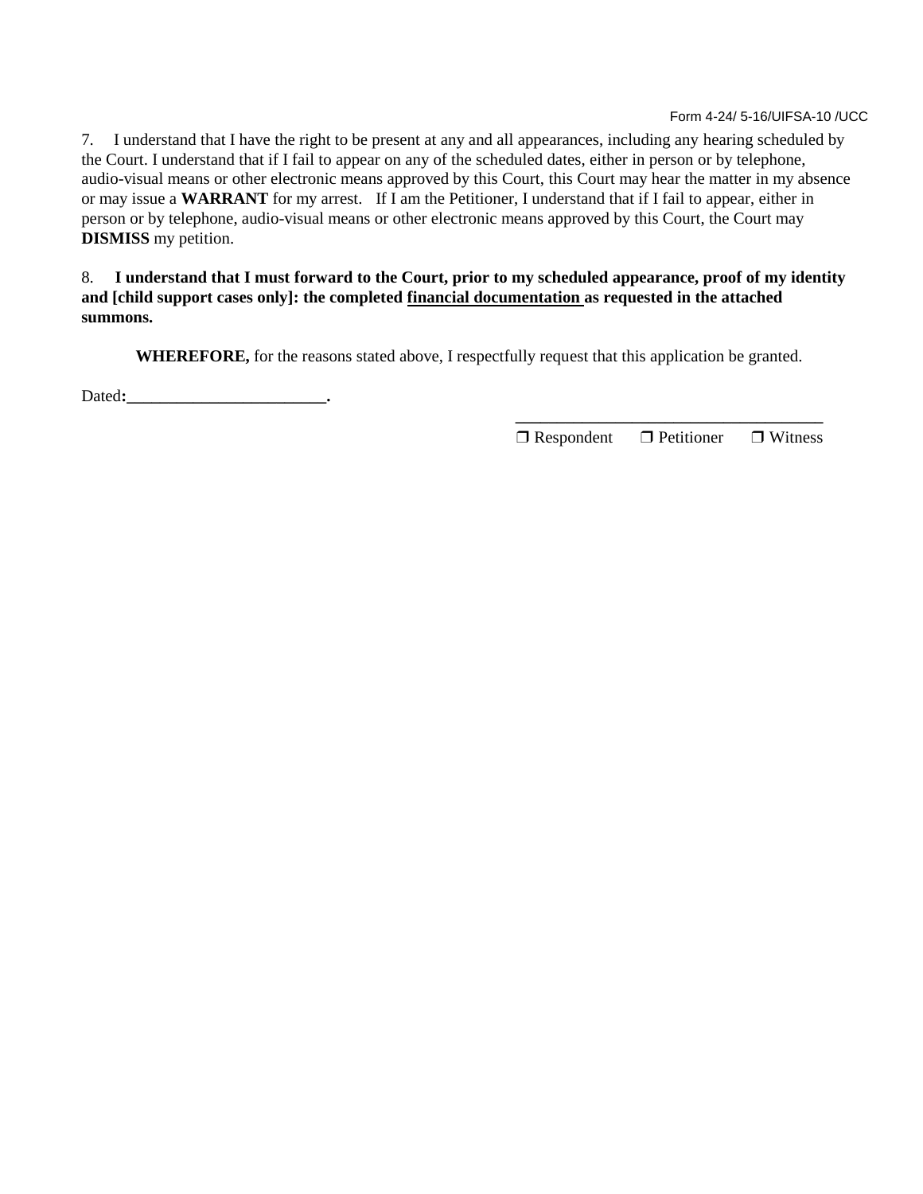7. I understand that I have the right to be present at any and all appearances, including any hearing scheduled by the Court. I understand that if I fail to appear on any of the scheduled dates, either in person or by telephone, audio-visual means or other electronic means approved by this Court, this Court may hear the matter in my absence or may issue a **WARRANT** for my arrest. If I am the Petitioner, I understand that if I fail to appear, either in person or by telephone, audio-visual means or other electronic means approved by this Court, the Court may **DISMISS** my petition.

8. **I understand that I must forward to the Court, prior to my scheduled appearance, proof of my identity and [child support cases only]: the completed <u>financial documentation</u> as requested in the attached summons.**

**WHEREFORE,** for the reasons stated above, I respectfully request that this application be granted.

Dated**:________________________.**

______________________________________

❒ Respondent ❒ Petitioner ❒ Witness